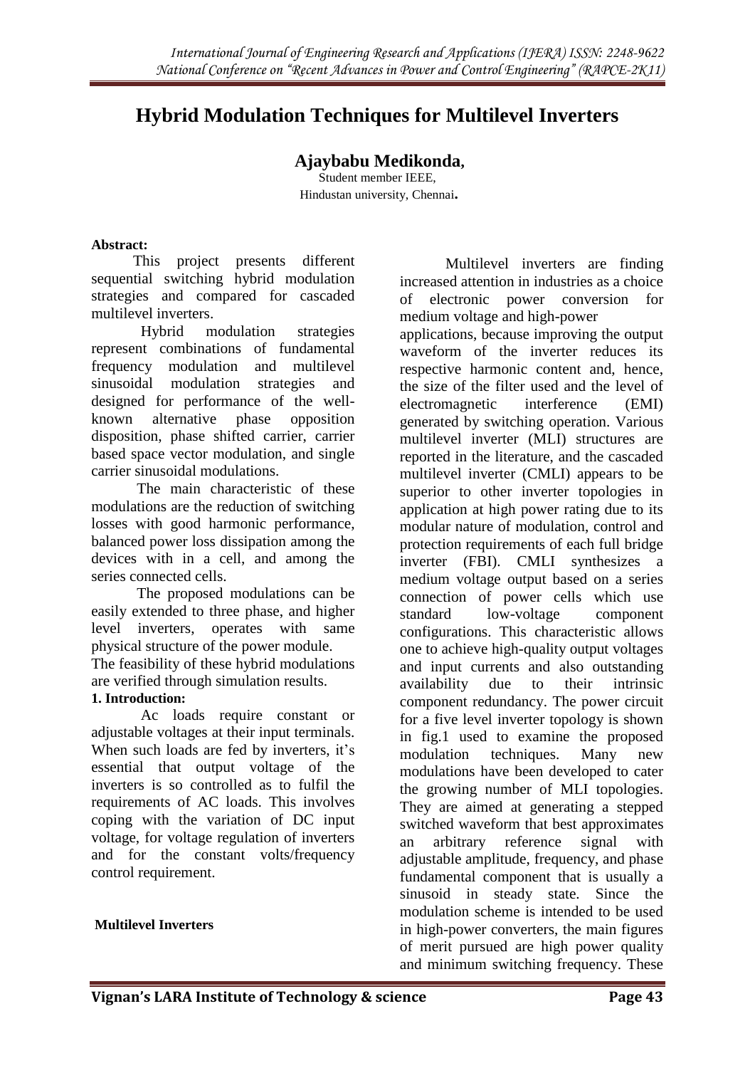# Hybrid Modulation Techniques for Multilevel Inverters

**Ajaybabu Medikonda**,

Student member IEEE,
Hindustan university, Chennai.

**Abstract:**

This project presents different sequential switching hybrid modulation strategies and compared for cascaded multilevel inverters.

Hybrid modulation strategies represent combinations of fundamental frequency modulation and multilevel sinusoidal modulation strategies and designed for performance of the well-known alternative phase opposition disposition, phase shifted carrier, carrier based space vector modulation, and single carrier sinusoidal modulations.

The main characteristic of these modulations are the reduction of switching losses with good harmonic performance, balanced power loss dissipation among the devices with in a cell, and among the series connected cells.

The proposed modulations can be easily extended to three phase, and higher level inverters, operates with same physical structure of the power module.

The feasibility of these hybrid modulations are verified through simulation results.

## 1. Introduction:

Ac loads require constant or adjustable voltages at their input terminals. When such loads are fed by inverters, it's essential that output voltage of the inverters is so controlled as to fulfil the requirements of AC loads. This involves coping with the variation of DC input voltage, for voltage regulation of inverters and for the constant volts/frequency control requirement.

**Multilevel Inverters**

Multilevel inverters are finding increased attention in industries as a choice of electronic power conversion for medium voltage and high-power applications, because improving the output waveform of the inverter reduces its respective harmonic content and, hence, the size of the filter used and the level of electromagnetic interference (EMI) generated by switching operation. Various multilevel inverter (MLI) structures are reported in the literature, and the cascaded multilevel inverter (CMLI) appears to be superior to other inverter topologies in application at high power rating due to its modular nature of modulation, control and protection requirements of each full bridge inverter (FBI). CMLI synthesizes a medium voltage output based on a series connection of power cells which use standard low-voltage component configurations. This characteristic allows one to achieve high-quality output voltages and input currents and also outstanding availability due to their intrinsic component redundancy. The power circuit for a five level inverter topology is shown in fig.1 used to examine the proposed modulation techniques. Many new modulations have been developed to cater the growing number of MLI topologies. They are aimed at generating a stepped switched waveform that best approximates an arbitrary reference signal with adjustable amplitude, frequency, and phase fundamental component that is usually a sinusoid in steady state. Since the modulation scheme is intended to be used in high-power converters, the main figures of merit pursued are high power quality and minimum switching frequency. These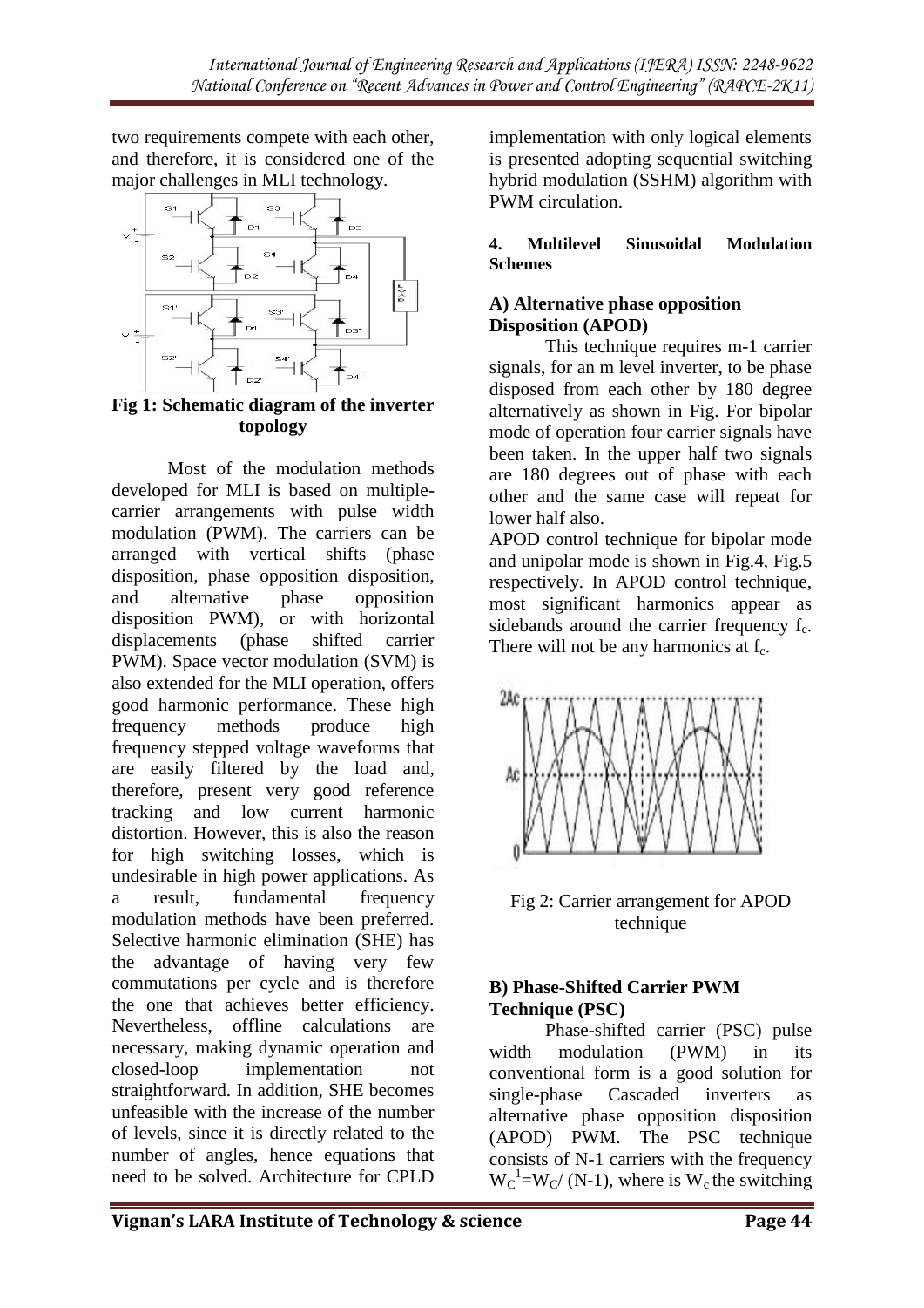two requirements compete with each other, and therefore, it is considered one of the major challenges in MLI technology.

**Fig 1: Schematic diagram of the inverter topology**

Most of the modulation methods developed for MLI is based on multiple-carrier arrangements with pulse width modulation (PWM). The carriers can be arranged with vertical shifts (phase disposition, phase opposition disposition, and alternative phase opposition disposition PWM), or with horizontal displacements (phase shifted carrier PWM). Space vector modulation (SVM) is also extended for the MLI operation, offers good harmonic performance. These high frequency methods produce high frequency stepped voltage waveforms that are easily filtered by the load and, therefore, present very good reference tracking and low current harmonic distortion. However, this is also the reason for high switching losses, which is undesirable in high power applications. As a result, fundamental frequency modulation methods have been preferred. Selective harmonic elimination (SHE) has the advantage of having very few commutations per cycle and is therefore the one that achieves better efficiency. Nevertheless, offline calculations are necessary, making dynamic operation and closed-loop implementation not straightforward. In addition, SHE becomes unfeasible with the increase of the number of levels, since it is directly related to the number of angles, hence equations that need to be solved. Architecture for CPLD implementation with only logical elements is presented adopting sequential switching hybrid modulation (SSHM) algorithm with PWM circulation.

#### 4. Multilevel Sinusoidal Modulation Schemes

### A) Alternative phase opposition Disposition (APOD)

This technique requires m-1 carrier signals, for an m level inverter, to be phase disposed from each other by 180 degree alternatively as shown in Fig. For bipolar mode of operation four carrier signals have been taken. In the upper half two signals are 180 degrees out of phase with each other and the same case will repeat for lower half also.

APOD control technique for bipolar mode and unipolar mode is shown in Fig.4, Fig.5 respectively. In APOD control technique, most significant harmonics appear as sidebands around the carrier frequency $f_c$. There will not be any harmonics at $f_c$.

Fig 2: Carrier arrangement for APOD technique

### B) Phase-Shifted Carrier PWM Technique (PSC)

Phase-shifted carrier (PSC) pulse width modulation (PWM) in its conventional form is a good solution for single-phase Cascaded inverters as alternative phase opposition disposition (APOD) PWM. The PSC technique consists of N-1 carriers with the frequency $W_C^1=W_C/(N-1)$, where is $W_c$ the switching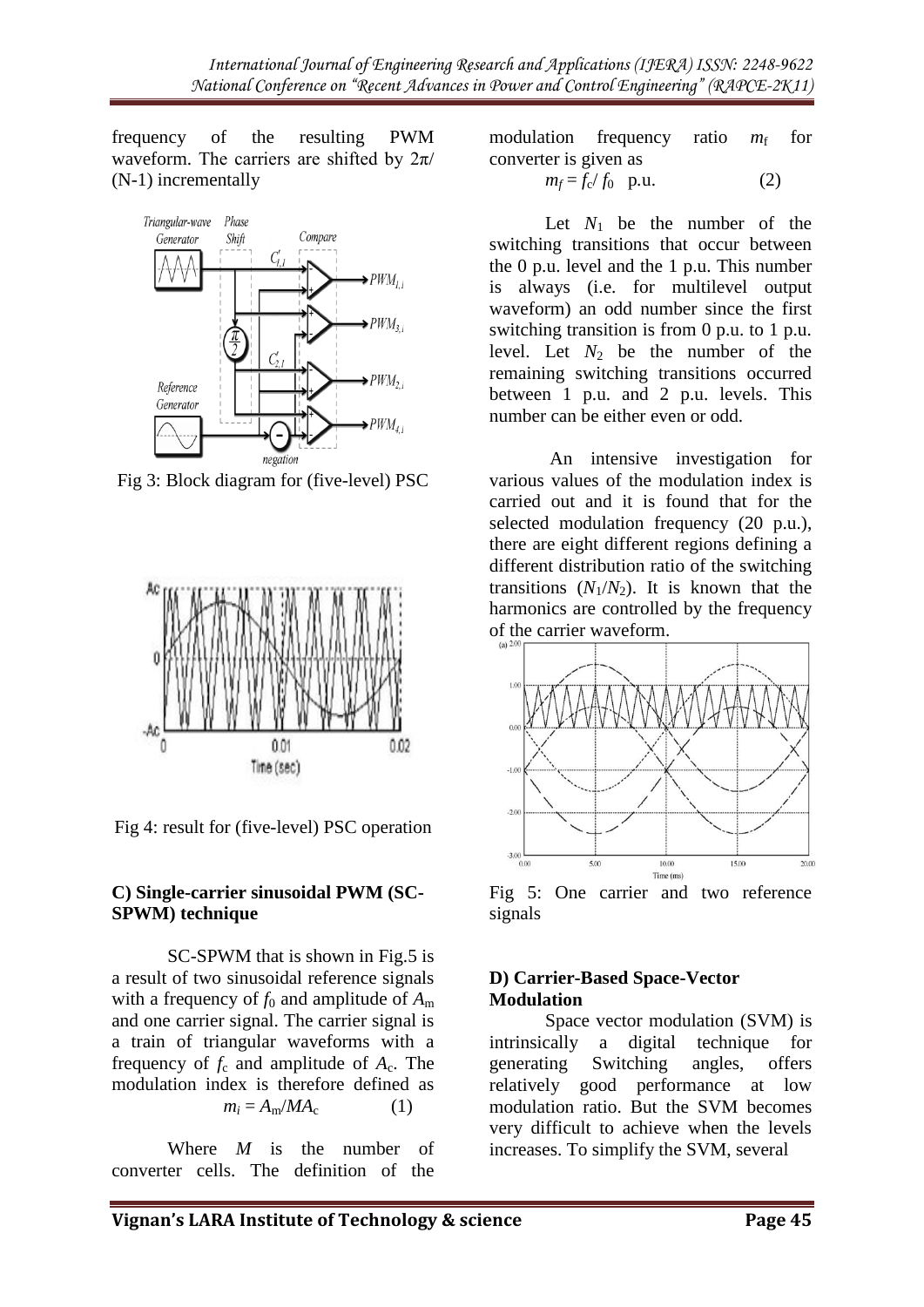frequency of the resulting PWM waveform. The carriers are shifted by $2\pi/(N-1)$ incrementally

Fig 3: Block diagram for (five-level) PSC

Fig 4: result for (five-level) PSC operation

**C) Single-carrier sinusoidal PWM (SC-SPWM) technique**

SC-SPWM that is shown in Fig.5 is a result of two sinusoidal reference signals with a frequency of $f_0$ and amplitude of $A_m$ and one carrier signal. The carrier signal is a train of triangular waveforms with a frequency of $f_c$ and amplitude of $A_c$. The modulation index is therefore defined as

$$m_i = A_m / MA_c \quad (1)$$

Where $M$ is the number of converter cells. The definition of the modulation frequency ratio $m_f$ for converter is given as

$$m_f = f_c / f_0 \ \text{ p.u.} \quad (2)$$

Let $N_1$ be the number of the switching transitions that occur between the 0 p.u. level and the 1 p.u. This number is always (i.e. for multilevel output waveform) an odd number since the first switching transition is from 0 p.u. to 1 p.u. level. Let $N_2$ be the number of the remaining switching transitions occurred between 1 p.u. and 2 p.u. levels. This number can be either even or odd.

An intensive investigation for various values of the modulation index is carried out and it is found that for the selected modulation frequency (20 p.u.), there are eight different regions defining a different distribution ratio of the switching transitions ($N_1/N_2$). It is known that the harmonics are controlled by the frequency of the carrier waveform.

Fig 5: One carrier and two reference signals

**D) Carrier-Based Space-Vector Modulation**

Space vector modulation (SVM) is intrinsically a digital technique for generating Switching angles, offers relatively good performance at low modulation ratio. But the SVM becomes very difficult to achieve when the levels increases. To simplify the SVM, several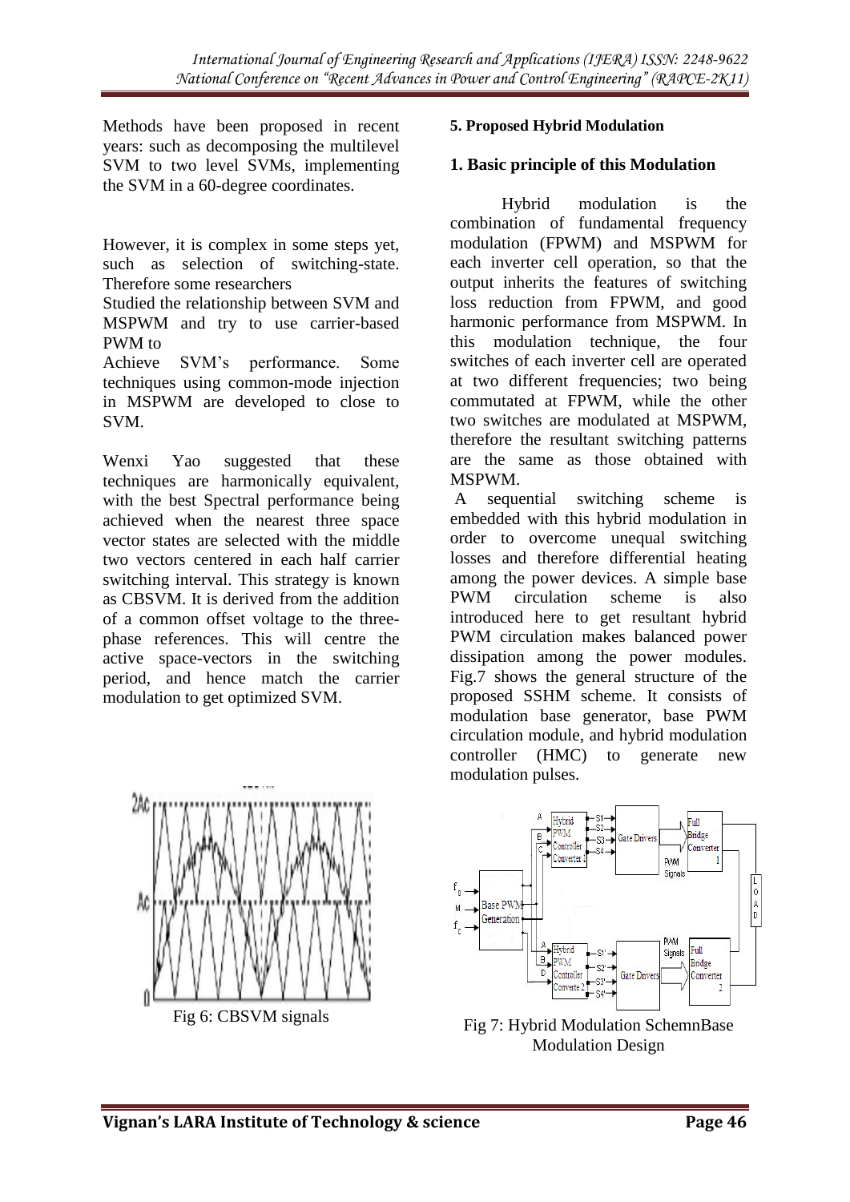Methods have been proposed in recent years: such as decomposing the multilevel SVM to two level SVMs, implementing the SVM in a 60-degree coordinates.

However, it is complex in some steps yet, such as selection of switching-state. Therefore some researchers
Studied the relationship between SVM and MSPWM and try to use carrier-based PWM to
Achieve SVM's performance. Some techniques using common-mode injection in MSPWM are developed to close to SVM.

Wenxi Yao suggested that these techniques are harmonically equivalent, with the best Spectral performance being achieved when the nearest three space vector states are selected with the middle two vectors centered in each half carrier switching interval. This strategy is known as CBSVM. It is derived from the addition of a common offset voltage to the three-phase references. This will centre the active space-vectors in the switching period, and hence match the carrier modulation to get optimized SVM.

Fig 6: CBSVM signals

**5. Proposed Hybrid Modulation**

**1. Basic principle of this Modulation**

Hybrid modulation is the combination of fundamental frequency modulation (FPWM) and MSPWM for each inverter cell operation, so that the output inherits the features of switching loss reduction from FPWM, and good harmonic performance from MSPWM. In this modulation technique, the four switches of each inverter cell are operated at two different frequencies; two being commutated at FPWM, while the other two switches are modulated at MSPWM, therefore the resultant switching patterns are the same as those obtained with MSPWM.
A sequential switching scheme is embedded with this hybrid modulation in order to overcome unequal switching losses and therefore differential heating among the power devices. A simple base PWM circulation scheme is also introduced here to get resultant hybrid PWM circulation makes balanced power dissipation among the power modules. Fig.7 shows the general structure of the proposed SSHM scheme. It consists of modulation base generator, base PWM circulation module, and hybrid modulation controller (HMC) to generate new modulation pulses.

Fig 7: Hybrid Modulation SchemnBase Modulation Design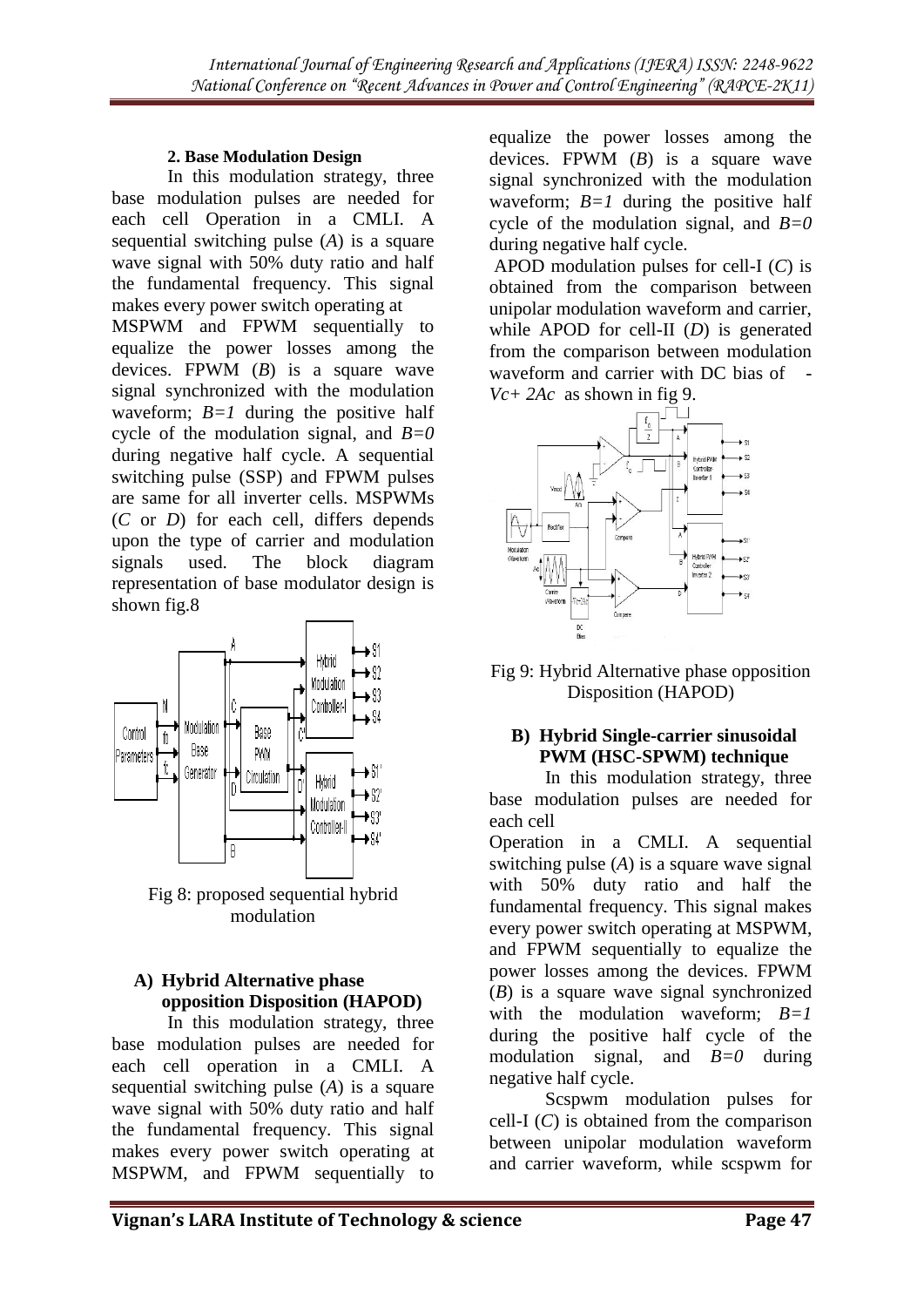### 2. Base Modulation Design

In this modulation strategy, three base modulation pulses are needed for each cell Operation in a CMLI. A sequential switching pulse (*A*) is a square wave signal with 50% duty ratio and half the fundamental frequency. This signal makes every power switch operating at MSPWM and FPWM sequentially to equalize the power losses among the devices. FPWM (*B*) is a square wave signal synchronized with the modulation waveform; *B=1* during the positive half cycle of the modulation signal, and *B=0* during negative half cycle. A sequential switching pulse (SSP) and FPWM pulses are same for all inverter cells. MSPWMs (*C* or *D*) for each cell, differs depends upon the type of carrier and modulation signals used. The block diagram representation of base modulator design is shown fig.8

Fig 8: proposed sequential hybrid modulation

#### A) Hybrid Alternative phase opposition Disposition (HAPOD)

In this modulation strategy, three base modulation pulses are needed for each cell operation in a CMLI. A sequential switching pulse (*A*) is a square wave signal with 50% duty ratio and half the fundamental frequency. This signal makes every power switch operating at MSPWM, and FPWM sequentially to equalize the power losses among the devices. FPWM (*B*) is a square wave signal synchronized with the modulation waveform; *B=1* during the positive half cycle of the modulation signal, and *B=0* during negative half cycle.

APOD modulation pulses for cell-I (*C*) is obtained from the comparison between unipolar modulation waveform and carrier, while APOD for cell-II (*D*) is generated from the comparison between modulation waveform and carrier with DC bias of $-V_c + 2A_c$ as shown in fig 9.

Fig 9: Hybrid Alternative phase opposition Disposition (HAPOD)

#### B) Hybrid Single-carrier sinusoidal PWM (HSC-SPWM) technique

In this modulation strategy, three base modulation pulses are needed for each cell

Operation in a CMLI. A sequential switching pulse (*A*) is a square wave signal with 50% duty ratio and half the fundamental frequency. This signal makes every power switch operating at MSPWM, and FPWM sequentially to equalize the power losses among the devices. FPWM (*B*) is a square wave signal synchronized with the modulation waveform; *B=1* during the positive half cycle of the modulation signal, and *B=0* during negative half cycle.

Scspwm modulation pulses for cell-I (*C*) is obtained from the comparison between unipolar modulation waveform and carrier waveform, while scspwm for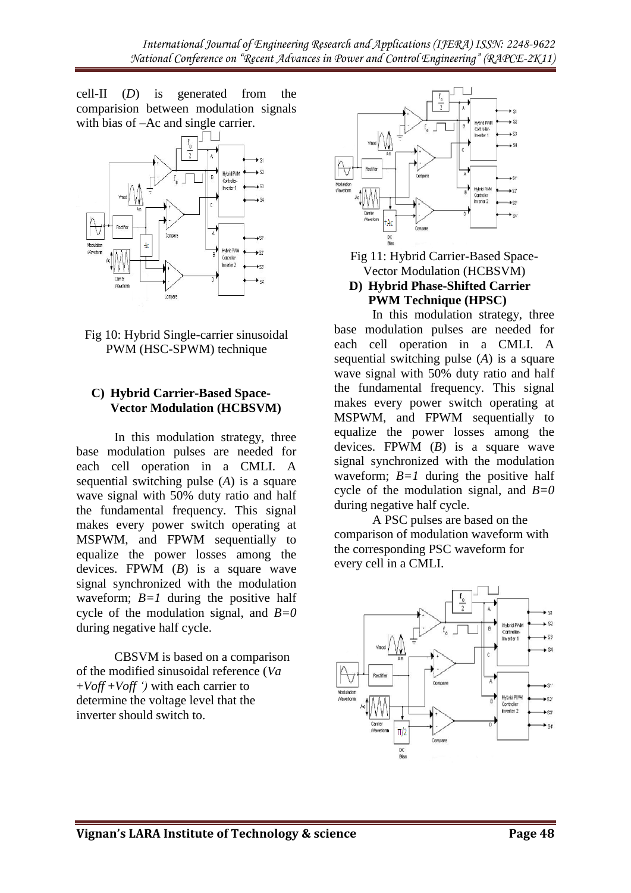cell-II (*D*) is generated from the comparision between modulation signals with bias of –Ac and single carrier.

Fig 10: Hybrid Single-carrier sinusoidal PWM (HSC-SPWM) technique

### C) Hybrid Carrier-Based Space-Vector Modulation (HCBSVM)

In this modulation strategy, three base modulation pulses are needed for each cell operation in a CMLI. A sequential switching pulse (*A*) is a square wave signal with 50% duty ratio and half the fundamental frequency. This signal makes every power switch operating at MSPWM, and FPWM sequentially to equalize the power losses among the devices. FPWM (*B*) is a square wave signal synchronized with the modulation waveform; *B=1* during the positive half cycle of the modulation signal, and *B=0* during negative half cycle.

CBSVM is based on a comparison of the modified sinusoidal reference (*Va +Voff +Voff ')* with each carrier to determine the voltage level that the inverter should switch to.

Fig 11: Hybrid Carrier-Based Space-Vector Modulation (HCBSVM)

### D) Hybrid Phase-Shifted Carrier PWM Technique (HPSC)

In this modulation strategy, three base modulation pulses are needed for each cell operation in a CMLI. A sequential switching pulse (*A*) is a square wave signal with 50% duty ratio and half the fundamental frequency. This signal makes every power switch operating at MSPWM, and FPWM sequentially to equalize the power losses among the devices. FPWM (*B*) is a square wave signal synchronized with the modulation waveform; *B=1* during the positive half cycle of the modulation signal, and *B=0* during negative half cycle.

A PSC pulses are based on the comparison of modulation waveform with the corresponding PSC waveform for every cell in a CMLI.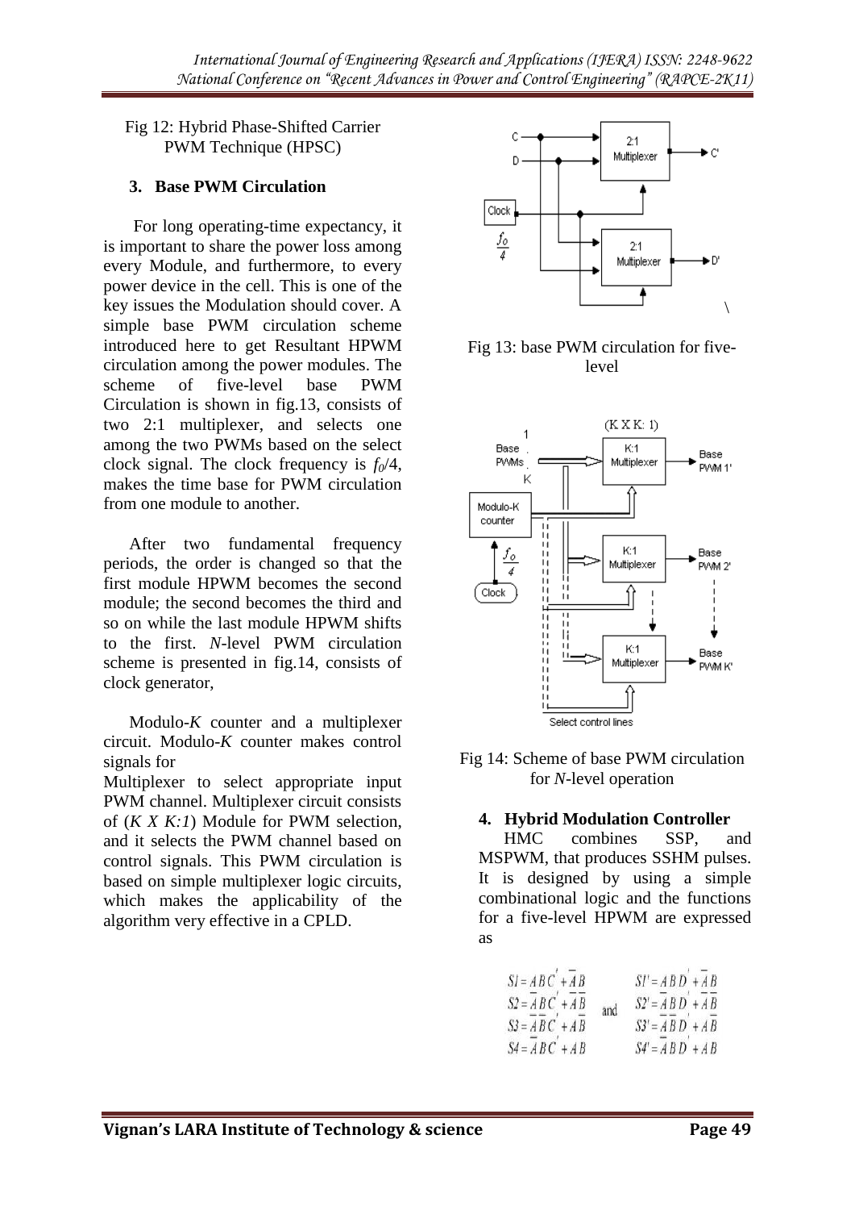Fig 12: Hybrid Phase-Shifted Carrier PWM Technique (HPSC)

### 3. Base PWM Circulation

For long operating-time expectancy, it is important to share the power loss among every Module, and furthermore, to every power device in the cell. This is one of the key issues the Modulation should cover. A simple base PWM circulation scheme introduced here to get Resultant HPWM circulation among the power modules. The scheme of five-level base PWM Circulation is shown in fig.13, consists of two 2:1 multiplexer, and selects one among the two PWMs based on the select clock signal. The clock frequency is $f_0/4$, makes the time base for PWM circulation from one module to another.

After two fundamental frequency periods, the order is changed so that the first module HPWM becomes the second module; the second becomes the third and so on while the last module HPWM shifts to the first. *N*-level PWM circulation scheme is presented in fig.14, consists of clock generator,

Modulo-*K* counter and a multiplexer circuit. Modulo-*K* counter makes control signals for Multiplexer to select appropriate input PWM channel. Multiplexer circuit consists of (*K X K:1*) Module for PWM selection, and it selects the PWM channel based on control signals. This PWM circulation is based on simple multiplexer logic circuits, which makes the applicability of the algorithm very effective in a CPLD.

Fig 13: base PWM circulation for five-level

Fig 14: Scheme of base PWM circulation for *N*-level operation

### 4. Hybrid Modulation Controller

HMC combines SSP, and MSPWM, that produces SSHM pulses. It is designed by using a simple combinational logic and the functions for a five-level HPWM are expressed as

$$
\begin{aligned}
S1 &= ABC' + \overline{A}\,\overline{B} \\
S2 &= \overline{A}BC' + \overline{A}\,\overline{B} \\
S3 &= \overline{A}\,\overline{B}C' + AB \\
S4 &= \overline{A}BC' + AB
\end{aligned}
\quad \text{and} \quad
\begin{aligned}
S1' &= ABD' + \overline{A}\,\overline{B} \\
S2' &= \overline{A}BD' + \overline{A}\,\overline{B} \\
S3' &= \overline{A}\,\overline{B}D' + AB \\
S4' &= \overline{A}BD' + AB
\end{aligned}
$$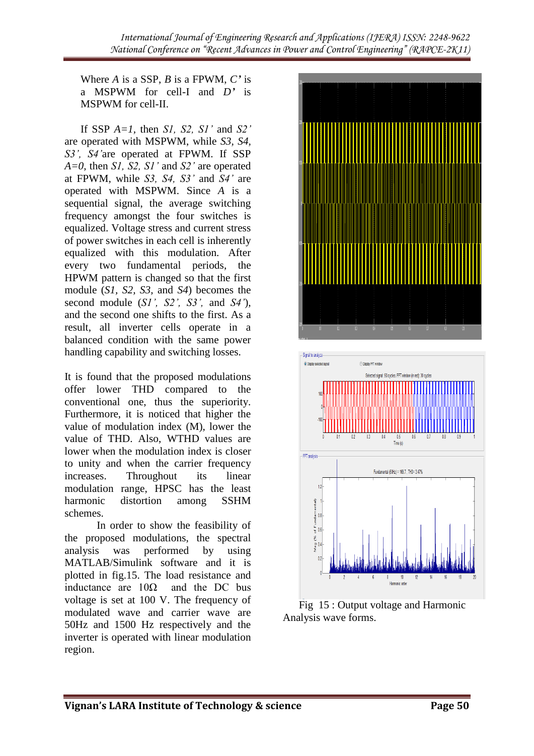Where $A$ is a SSP, $B$ is a FPWM, $C'$ is a MSPWM for cell-I and $D'$ is MSPWM for cell-II.

If SSP $A=1$, then $S1$, $S2$, $S1'$ and $S2'$ are operated with MSPWM, while $S3$, $S4$, $S3'$, $S4'$ are operated at FPWM. If SSP $A=0$, then $S1$, $S2$, $S1'$ and $S2'$ are operated at FPWM, while $S3$, $S4$, $S3'$ and $S4'$ are operated with MSPWM. Since $A$ is a sequential signal, the average switching frequency amongst the four switches is equalized. Voltage stress and current stress of power switches in each cell is inherently equalized with this modulation. After every two fundamental periods, the HPWM pattern is changed so that the first module ($S1$, $S2$, $S3$, and $S4$) becomes the second module ($S1'$, $S2'$, $S3'$, and $S4'$), and the second one shifts to the first. As a result, all inverter cells operate in a balanced condition with the same power handling capability and switching losses.

It is found that the proposed modulations offer lower THD compared to the conventional one, thus the superiority. Furthermore, it is noticed that higher the value of modulation index (M), lower the value of THD. Also, WTHD values are lower when the modulation index is closer to unity and when the carrier frequency increases. Throughout its linear modulation range, HPSC has the least harmonic distortion among SSHM schemes.

In order to show the feasibility of the proposed modulations, the spectral analysis was performed by using MATLAB/Simulink software and it is plotted in fig.15. The load resistance and inductance are 10Ω and the DC bus voltage is set at 100 V. The frequency of modulated wave and carrier wave are 50Hz and 1500 Hz respectively and the inverter is operated with linear modulation region.

Fig 15 : Output voltage and Harmonic Analysis wave forms.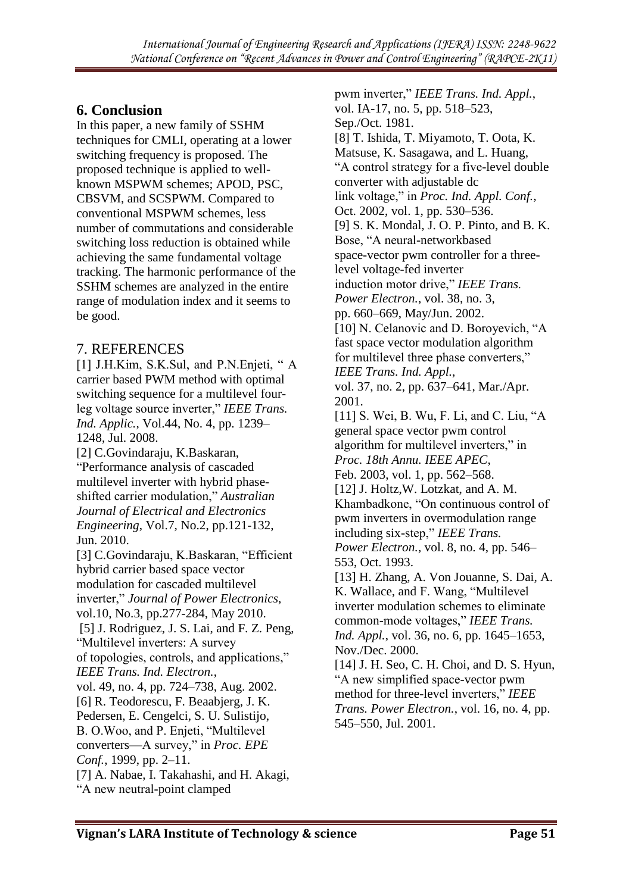## 6. Conclusion

In this paper, a new family of SSHM techniques for CMLI, operating at a lower switching frequency is proposed. The proposed technique is applied to well-known MSPWM schemes; APOD, PSC, CBSVM, and SCSPWM. Compared to conventional MSPWM schemes, less number of commutations and considerable switching loss reduction is obtained while achieving the same fundamental voltage tracking. The harmonic performance of the SSHM schemes are analyzed in the entire range of modulation index and it seems to be good.

## 7. REFERENCES

[1] J.H.Kim, S.K.Sul, and P.N.Enjeti, " A carrier based PWM method with optimal switching sequence for a multilevel four-leg voltage source inverter," *IEEE Trans. Ind. Applic.*, Vol.44, No. 4, pp. 1239–1248, Jul. 2008.

[2] C.Govindaraju, K.Baskaran, "Performance analysis of cascaded multilevel inverter with hybrid phase-shifted carrier modulation," *Australian Journal of Electrical and Electronics Engineering*, Vol.7, No.2, pp.121-132, Jun. 2010.

[3] C.Govindaraju, K.Baskaran, "Efficient hybrid carrier based space vector modulation for cascaded multilevel inverter," *Journal of Power Electronics*, vol.10, No.3, pp.277-284, May 2010.

[5] J. Rodriguez, J. S. Lai, and F. Z. Peng, "Multilevel inverters: A survey of topologies, controls, and applications," *IEEE Trans. Ind. Electron.*, vol. 49, no. 4, pp. 724–738, Aug. 2002.

[6] R. Teodorescu, F. Beaabjerg, J. K. Pedersen, E. Cengelci, S. U. Sulistijo, B. O.Woo, and P. Enjeti, "Multilevel converters—A survey," in *Proc. EPE Conf.*, 1999, pp. 2–11.

[7] A. Nabae, I. Takahashi, and H. Akagi, "A new neutral-point clamped pwm inverter," *IEEE Trans. Ind. Appl.*, vol. IA-17, no. 5, pp. 518–523, Sep./Oct. 1981.

[8] T. Ishida, T. Miyamoto, T. Oota, K. Matsuse, K. Sasagawa, and L. Huang, "A control strategy for a five-level double converter with adjustable dc link voltage," in *Proc. Ind. Appl. Conf.*, Oct. 2002, vol. 1, pp. 530–536.

[9] S. K. Mondal, J. O. P. Pinto, and B. K. Bose, "A neural-networkbased space-vector pwm controller for a three-level voltage-fed inverter induction motor drive," *IEEE Trans. Power Electron.*, vol. 38, no. 3, pp. 660–669, May/Jun. 2002.

[10] N. Celanovic and D. Boroyevich, "A fast space vector modulation algorithm for multilevel three phase converters," *IEEE Trans. Ind. Appl.*, vol. 37, no. 2, pp. 637–641, Mar./Apr. 2001.

[11] S. Wei, B. Wu, F. Li, and C. Liu, "A general space vector pwm control algorithm for multilevel inverters," in *Proc. 18th Annu. IEEE APEC*, Feb. 2003, vol. 1, pp. 562–568.

[12] J. Holtz,W. Lotzkat, and A. M. Khambadkone, "On continuous control of pwm inverters in overmodulation range including six-step," *IEEE Trans. Power Electron.*, vol. 8, no. 4, pp. 546–553, Oct. 1993.

[13] H. Zhang, A. Von Jouanne, S. Dai, A. K. Wallace, and F. Wang, "Multilevel inverter modulation schemes to eliminate common-mode voltages," *IEEE Trans. Ind. Appl.*, vol. 36, no. 6, pp. 1645–1653, Nov./Dec. 2000.

[14] J. H. Seo, C. H. Choi, and D. S. Hyun, "A new simplified space-vector pwm method for three-level inverters," *IEEE Trans. Power Electron.*, vol. 16, no. 4, pp. 545–550, Jul. 2001.